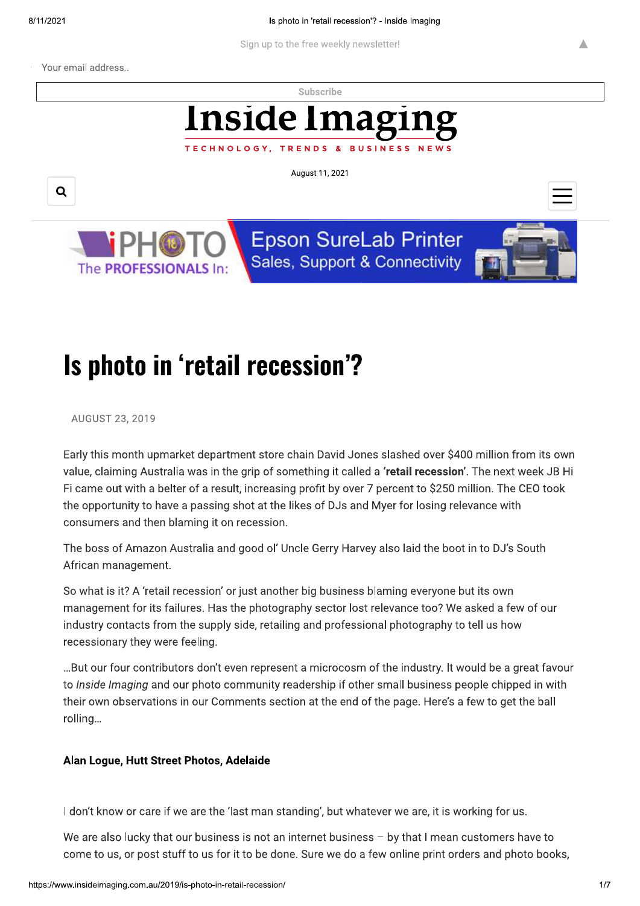Sign up to the free weekly newsletter!

Your email address..

Subscribe

# Inside Imaging

TECHNOLOGY, TRENDS & BUSINESS NEWS

August 11, 2021

iPHOTO The PROFESSIONALS In: Epson SureLab Printer Sales, Support & Connectivity

# Is photo in 'retail recession'?

AUGUST 23, 2019

Early this month upmarket department store chain David Jones slashed over $400 million from its own value, claiming Australia was in the grip of something it called a **'retail recession'**. The next week JB Hi Fi came out with a belter of a result, increasing profit by over 7 percent to $250 million. The CEO took the opportunity to have a passing shot at the likes of DJs and Myer for losing relevance with consumers and then blaming it on recession.

The boss of Amazon Australia and good ol' Uncle Gerry Harvey also laid the boot in to DJ's South African management.

So what is it? A 'retail recession' or just another big business blaming everyone but its own management for its failures. Has the photography sector lost relevance too? We asked a few of our industry contacts from the supply side, retailing and professional photography to tell us how recessionary they were feeling.

…But our four contributors don't even represent a microcosm of the industry. It would be a great favour to *Inside Imaging* and our photo community readership if other small business people chipped in with their own observations in our Comments section at the end of the page. Here's a few to get the ball rolling…

**Alan Logue, Hutt Street Photos, Adelaide**

I don't know or care if we are the 'last man standing', but whatever we are, it is working for us.

We are also lucky that our business is not an internet business – by that I mean customers have to come to us, or post stuff to us for it to be done. Sure we do a few online print orders and photo books,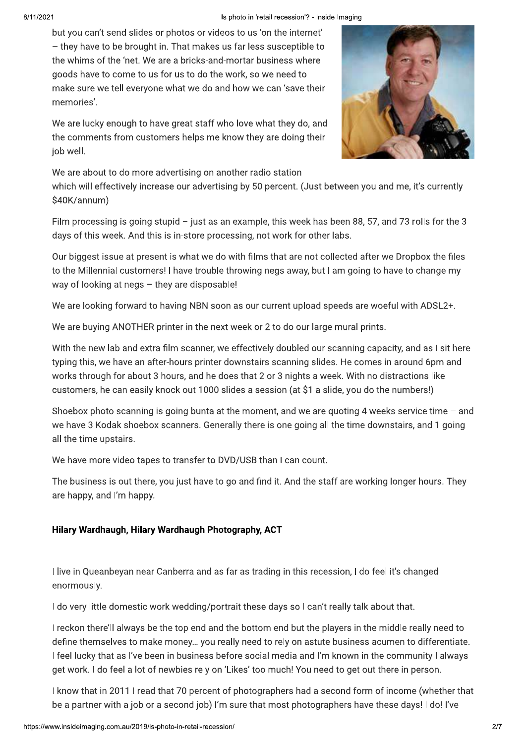but you can't send slides or photos or videos to us 'on the internet' – they have to be brought in. That makes us far less susceptible to the whims of the 'net. We are a bricks-and-mortar business where goods have to come to us for us to do the work, so we need to make sure we tell everyone what we do and how we can 'save their memories'.

We are lucky enough to have great staff who love what they do, and the comments from customers helps me know they are doing their job well.

We are about to do more advertising on another radio station which will effectively increase our advertising by 50 percent. (Just between you and me, it's currently $40K/annum)

Film processing is going stupid – just as an example, this week has been 88, 57, and 73 rolls for the 3 days of this week. And this is in-store processing, not work for other labs.

Our biggest issue at present is what we do with films that are not collected after we Dropbox the files to the Millennial customers! I have trouble throwing negs away, but I am going to have to change my way of looking at negs – they are disposable!

We are looking forward to having NBN soon as our current upload speeds are woeful with ADSL2+.

We are buying ANOTHER printer in the next week or 2 to do our large mural prints.

With the new lab and extra film scanner, we effectively doubled our scanning capacity, and as I sit here typing this, we have an after-hours printer downstairs scanning slides. He comes in around 6pm and works through for about 3 hours, and he does that 2 or 3 nights a week. With no distractions like customers, he can easily knock out 1000 slides a session (at $1 a slide, you do the numbers!)

Shoebox photo scanning is going bunta at the moment, and we are quoting 4 weeks service time – and we have 3 Kodak shoebox scanners. Generally there is one going all the time downstairs, and 1 going all the time upstairs.

We have more video tapes to transfer to DVD/USB than I can count.

The business is out there, you just have to go and find it. And the staff are working longer hours. They are happy, and I'm happy.

**Hilary Wardhaugh, Hilary Wardhaugh Photography, ACT**

I live in Queanbeyan near Canberra and as far as trading in this recession, I do feel it's changed enormously.

I do very little domestic work wedding/portrait these days so I can't really talk about that.

I reckon there'll always be the top end and the bottom end but the players in the middle really need to define themselves to make money… you really need to rely on astute business acumen to differentiate. I feel lucky that as I've been in business before social media and I'm known in the community I always get work. I do feel a lot of newbies rely on 'Likes' too much! You need to get out there in person.

I know that in 2011 I read that 70 percent of photographers had a second form of income (whether that be a partner with a job or a second job) I'm sure that most photographers have these days! I do! I've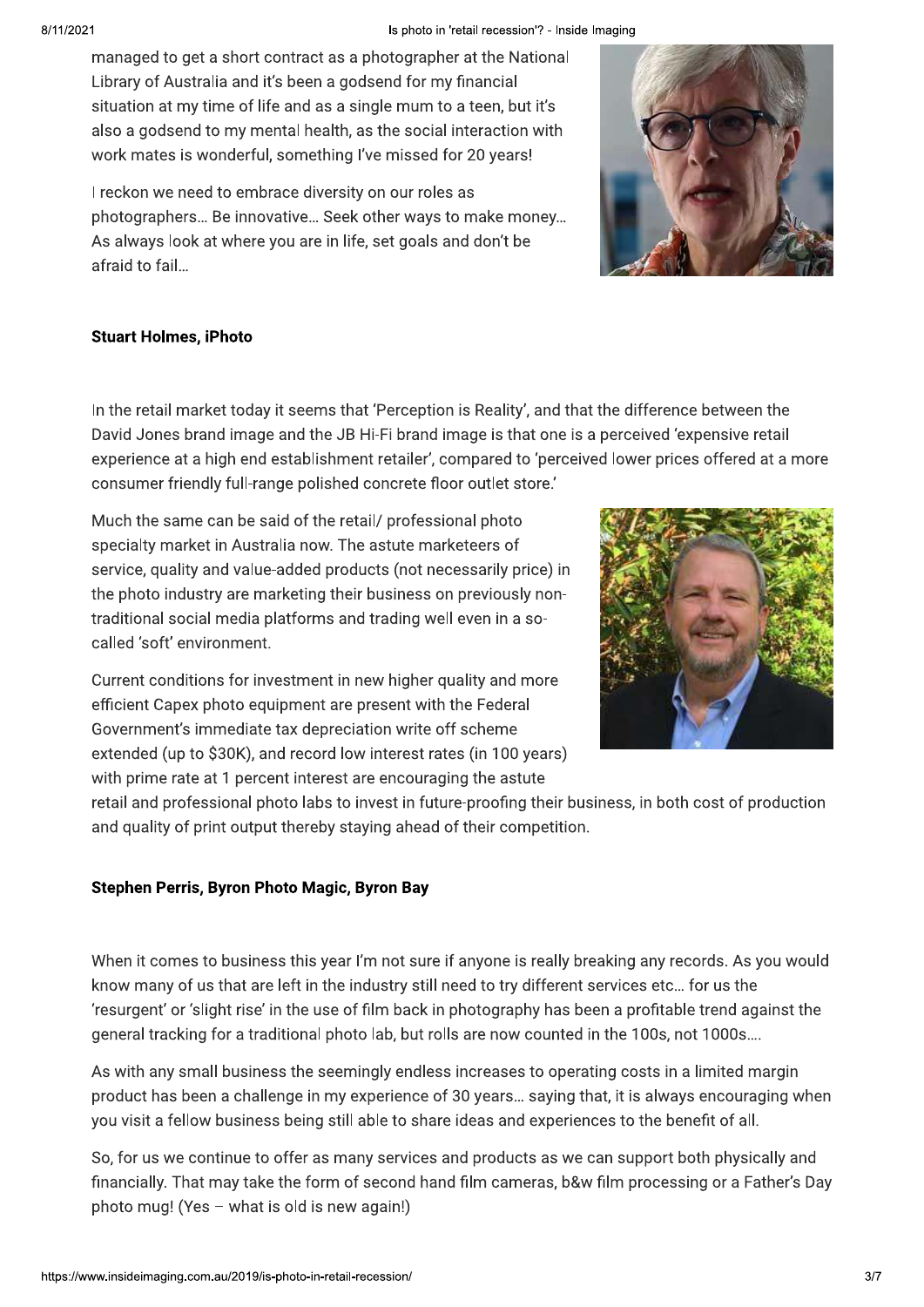managed to get a short contract as a photographer at the National Library of Australia and it's been a godsend for my financial situation at my time of life and as a single mum to a teen, but it's also a godsend to my mental health, as the social interaction with work mates is wonderful, something I've missed for 20 years!

I reckon we need to embrace diversity on our roles as photographers… Be innovative… Seek other ways to make money… As always look at where you are in life, set goals and don't be afraid to fail…

**Stuart Holmes, iPhoto**

In the retail market today it seems that 'Perception is Reality', and that the difference between the David Jones brand image and the JB Hi-Fi brand image is that one is a perceived 'expensive retail experience at a high end establishment retailer', compared to 'perceived lower prices offered at a more consumer friendly full-range polished concrete floor outlet store.'

Much the same can be said of the retail/ professional photo specialty market in Australia now. The astute marketeers of service, quality and value-added products (not necessarily price) in the photo industry are marketing their business on previously non-traditional social media platforms and trading well even in a so-called 'soft' environment.

Current conditions for investment in new higher quality and more efficient Capex photo equipment are present with the Federal Government's immediate tax depreciation write off scheme extended (up to $30K), and record low interest rates (in 100 years) with prime rate at 1 percent interest are encouraging the astute retail and professional photo labs to invest in future-proofing their business, in both cost of production and quality of print output thereby staying ahead of their competition.

**Stephen Perris, Byron Photo Magic, Byron Bay**

When it comes to business this year I'm not sure if anyone is really breaking any records. As you would know many of us that are left in the industry still need to try different services etc… for us the 'resurgent' or 'slight rise' in the use of film back in photography has been a profitable trend against the general tracking for a traditional photo lab, but rolls are now counted in the 100s, not 1000s….

As with any small business the seemingly endless increases to operating costs in a limited margin product has been a challenge in my experience of 30 years… saying that, it is always encouraging when you visit a fellow business being still able to share ideas and experiences to the benefit of all.

So, for us we continue to offer as many services and products as we can support both physically and financially. That may take the form of second hand film cameras, b&w film processing or a Father's Day photo mug! (Yes – what is old is new again!)